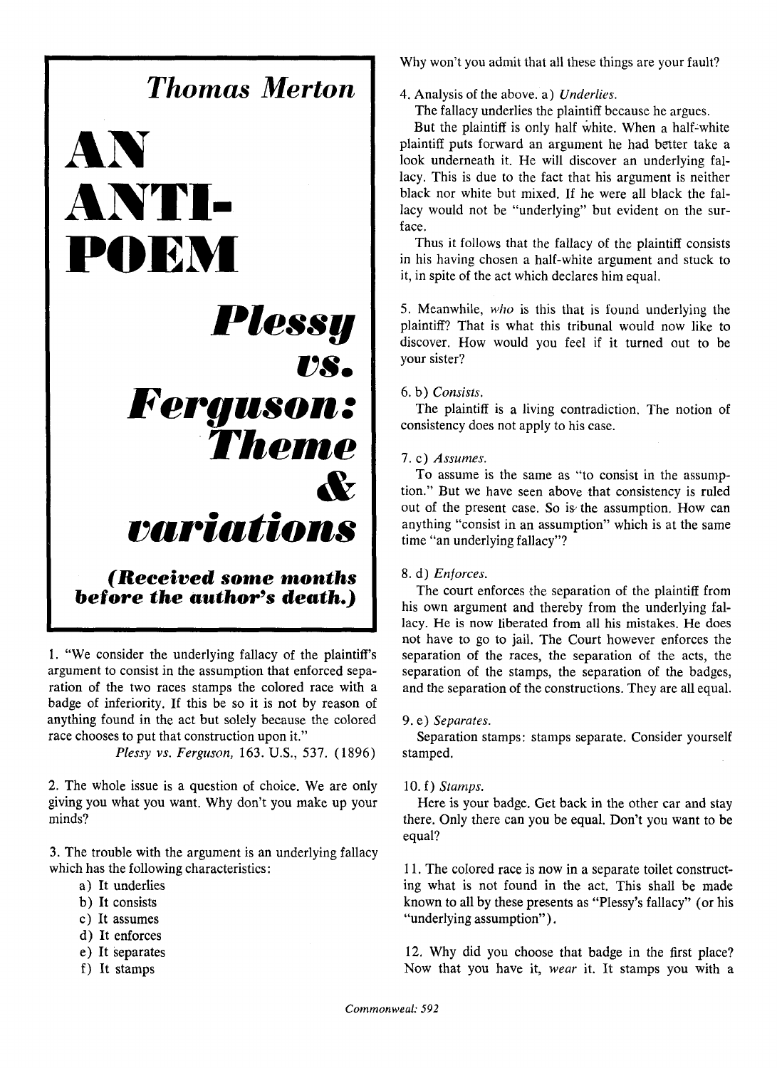## Thomas Merton

# AN ANTI-POEM

## *Plessy vs. Ferguson: Theme & variations*

***(Received some months before the author's death.)***

1. "We consider the underlying fallacy of the plaintiff's argument to consist in the assumption that enforced separation of the two races stamps the colored race with a badge of inferiority. If this be so it is not by reason of anything found in the act but solely because the colored race chooses to put that construction upon it."

*Plessy vs. Ferguson*, 163. U.S., 537. (1896)

2. The whole issue is a question of choice. We are only giving you what you want. Why don't you make up your minds?

3. The trouble with the argument is an underlying fallacy which has the following characteristics:

a) It underlies
b) It consists
c) It assumes
d) It enforces
e) It separates
f) It stamps

Why won't you admit that all these things are your fault?

4. Analysis of the above. a) *Underlies*.

The fallacy underlies the plaintiff because he argues.

But the plaintiff is only half white. When a half-white plaintiff puts forward an argument he had better take a look underneath it. He will discover an underlying fallacy. This is due to the fact that his argument is neither black nor white but mixed. If he were all black the fallacy would not be "underlying" but evident on the surface.

Thus it follows that the fallacy of the plaintiff consists in his having chosen a half-white argument and stuck to it, in spite of the act which declares him equal.

5. Meanwhile, *who* is this that is found underlying the plaintiff? That is what this tribunal would now like to discover. How would you feel if it turned out to be your sister?

6. b) *Consists*.

The plaintiff is a living contradiction. The notion of consistency does not apply to his case.

7. c) *Assumes*.

To assume is the same as "to consist in the assumption." But we have seen above that consistency is ruled out of the present case. So is the assumption. How can anything "consist in an assumption" which is at the same time "an underlying fallacy"?

8. d) *Enforces*.

The court enforces the separation of the plaintiff from his own argument and thereby from the underlying fallacy. He is now liberated from all his mistakes. He does not have to go to jail. The Court however enforces the separation of the races, the separation of the acts, the separation of the stamps, the separation of the badges, and the separation of the constructions. They are all equal.

9. e) *Separates*.

Separation stamps: stamps separate. Consider yourself stamped.

10. f) *Stamps*.

Here is your badge. Get back in the other car and stay there. Only there can you be equal. Don't you want to be equal?

11. The colored race is now in a separate toilet constructing what is not found in the act. This shall be made known to all by these presents as "Plessy's fallacy" (or his "underlying assumption").

12. Why did you choose that badge in the first place? Now that you have it, *wear* it. It stamps you with a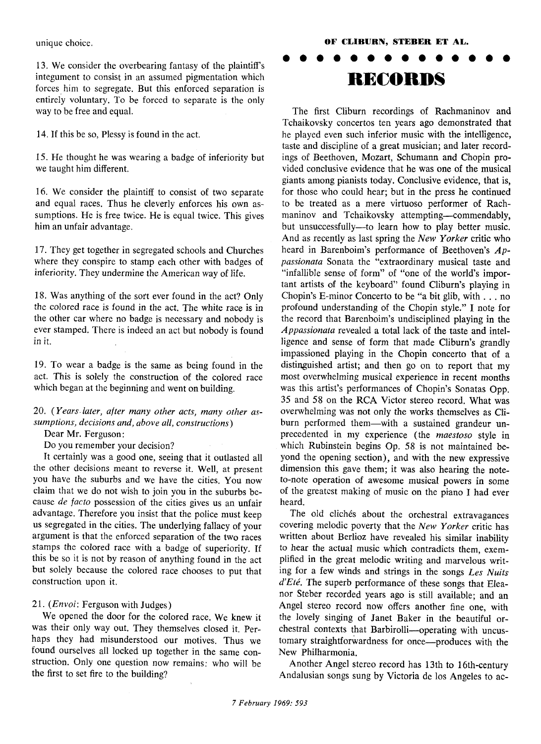unique choice.

13. We consider the overbearing fantasy of the plaintiff's integument to consist in an assumed pigmentation which forces him to segregate. But this enforced separation is entirely voluntary. To be forced to separate is the only way to be free and equal.

14. If this be so, Plessy is found in the act.

15. He thought he was wearing a badge of inferiority but we taught him different.

16. We consider the plaintiff to consist of two separate and equal races. Thus he cleverly enforces his own assumptions. He is free twice. He is equal twice. This gives him an unfair advantage.

17. They get together in segregated schools and Churches where they conspire to stamp each other with badges of inferiority. They undermine the American way of life.

18. Was anything of the sort ever found in the act? Only the colored race is found in the act. The white race is in the other car where no badge is necessary and nobody is ever stamped. There is indeed an act but nobody is found in it.

19. To wear a badge is the same as being found in the act. This is solely the construction of the colored race which began at the beginning and went on building.

20. (*Years later, after many other acts, many other assumptions, decisions and, above all, constructions*)

Dear Mr. Ferguson:

Do you remember your decision?

It certainly was a good one, seeing that it outlasted all the other decisions meant to reverse it. Well, at present you have the suburbs and we have the cities. You now claim that we do not wish to join you in the suburbs because *de facto* possession of the cities gives us an unfair advantage. Therefore you insist that the police must keep us segregated in the cities. The underlying fallacy of your argument is that the enforced separation of the two races stamps the colored race with a badge of superiority. If this be so it is not by reason of anything found in the act but solely because the colored race chooses to put that construction upon it.

21. (*Envoi*: Ferguson with Judges)

We opened the door for the colored race. We knew it was their only way out. They themselves closed it. Perhaps they had misunderstood our motives. Thus we found ourselves all locked up together in the same construction. Only one question now remains: who will be the first to set fire to the building?

**OF CLIBURN, STEBER ET AL.**

# RECORDS

The first Cliburn recordings of Rachmaninov and Tchaikovsky concertos ten years ago demonstrated that he played even such inferior music with the intelligence, taste and discipline of a great musician; and later recordings of Beethoven, Mozart, Schumann and Chopin provided conclusive evidence that he was one of the musical giants among pianists today. Conclusive evidence, that is, for those who could hear; but in the press he continued to be treated as a mere virtuoso performer of Rachmaninov and Tchaikovsky attempting—commendably, but unsuccessfully—to learn how to play better music. And as recently as last spring the *New Yorker* critic who heard in Barenboim's performance of Beethoven's *Appassionata* Sonata the "extraordinary musical taste and "infallible sense of form" of "one of the world's important artists of the keyboard" found Cliburn's playing in Chopin's E-minor Concerto to be "a bit glib, with . . . no profound understanding of the Chopin style." I note for the record that Barenboim's undisciplined playing in the *Appassionata* revealed a total lack of the taste and intelligence and sense of form that made Cliburn's grandly impassioned playing in the Chopin concerto that of a distinguished artist; and then go on to report that my most overwhelming musical experience in recent months was this artist's performances of Chopin's Sonatas Opp. 35 and 58 on the RCA Victor stereo record. What was overwhelming was not only the works themselves as Cliburn performed them—with a sustained grandeur unprecedented in my experience (the *maestoso* style in which Rubinstein begins Op. 58 is not maintained beyond the opening section), and with the new expressive dimension this gave them; it was also hearing the note-to-note operation of awesome musical powers in some of the greatest making of music on the piano I had ever heard.

The old clichés about the orchestral extravagances covering melodic poverty that the *New Yorker* critic has written about Berlioz have revealed his similar inability to hear the actual music which contradicts them, exemplified in the great melodic writing and marvelous writing for a few winds and strings in the songs *Les Nuits d'Eté*. The superb performance of these songs that Eleanor Steber recorded years ago is still available; and an Angel stereo record now offers another fine one, with the lovely singing of Janet Baker in the beautiful orchestral contexts that Barbirolli—operating with uncustomary straightforwardness for once—produces with the New Philharmonia.

Another Angel stereo record has 13th to 16th-century Andalusian songs sung by Victoria de los Angeles to ac-